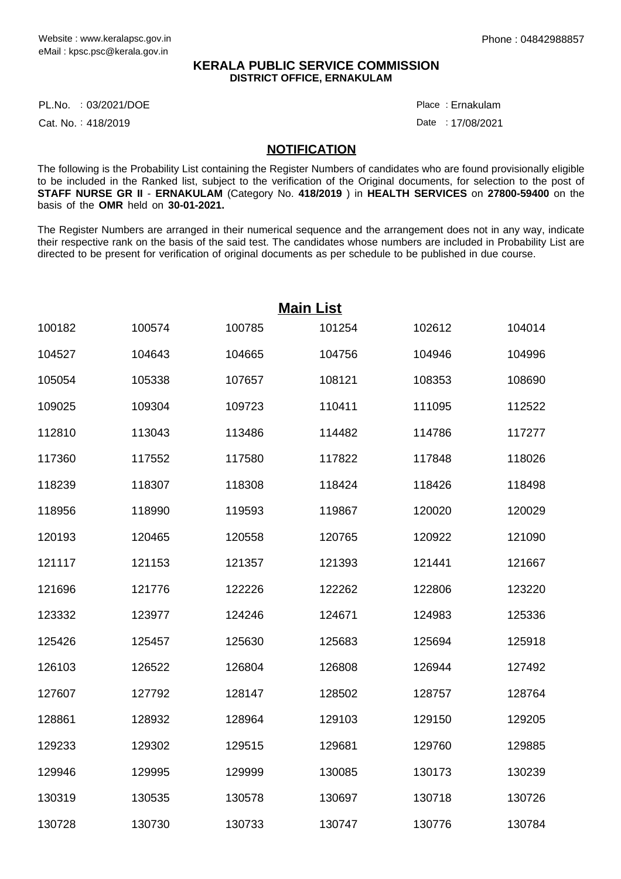Website : www.keralapsc.gov.in
eMail : kpsc.psc@kerala.gov.in

Phone : 04842988857

**KERALA PUBLIC SERVICE COMMISSION**
**DISTRICT OFFICE, ERNAKULAM**

PL.No. : 03/2021/DOE

Place : Ernakulam

Cat. No. : 418/2019

Date : 17/08/2021

## NOTIFICATION

The following is the Probability List containing the Register Numbers of candidates who are found provisionally eligible to be included in the Ranked list, subject to the verification of the Original documents, for selection to the post of **STAFF NURSE GR II** - **ERNAKULAM** (Category No. **418/2019** ) in **HEALTH SERVICES** on **27800-59400** on the basis of the **OMR** held on **30-01-2021.**

The Register Numbers are arranged in their numerical sequence and the arrangement does not in any way, indicate their respective rank on the basis of the said test. The candidates whose numbers are included in Probability List are directed to be present for verification of original documents as per schedule to be published in due course.

## Main List

| | | | | | |
|---|---|---|---|---|---|
| 100182 | 100574 | 100785 | 101254 | 102612 | 104014 |
| 104527 | 104643 | 104665 | 104756 | 104946 | 104996 |
| 105054 | 105338 | 107657 | 108121 | 108353 | 108690 |
| 109025 | 109304 | 109723 | 110411 | 111095 | 112522 |
| 112810 | 113043 | 113486 | 114482 | 114786 | 117277 |
| 117360 | 117552 | 117580 | 117822 | 117848 | 118026 |
| 118239 | 118307 | 118308 | 118424 | 118426 | 118498 |
| 118956 | 118990 | 119593 | 119867 | 120020 | 120029 |
| 120193 | 120465 | 120558 | 120765 | 120922 | 121090 |
| 121117 | 121153 | 121357 | 121393 | 121441 | 121667 |
| 121696 | 121776 | 122226 | 122262 | 122806 | 123220 |
| 123332 | 123977 | 124246 | 124671 | 124983 | 125336 |
| 125426 | 125457 | 125630 | 125683 | 125694 | 125918 |
| 126103 | 126522 | 126804 | 126808 | 126944 | 127492 |
| 127607 | 127792 | 128147 | 128502 | 128757 | 128764 |
| 128861 | 128932 | 128964 | 129103 | 129150 | 129205 |
| 129233 | 129302 | 129515 | 129681 | 129760 | 129885 |
| 129946 | 129995 | 129999 | 130085 | 130173 | 130239 |
| 130319 | 130535 | 130578 | 130697 | 130718 | 130726 |
| 130728 | 130730 | 130733 | 130747 | 130776 | 130784 |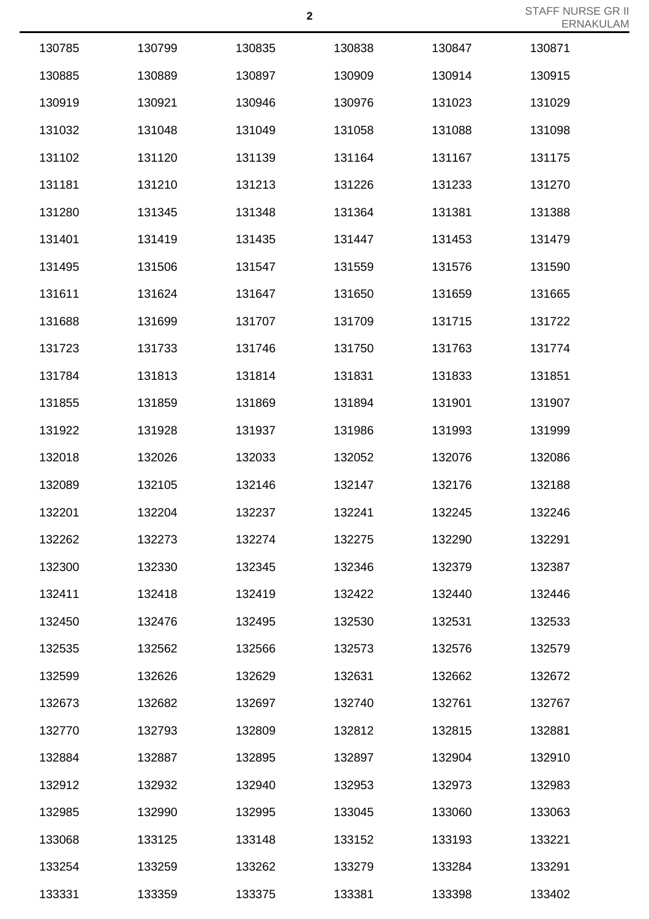| | | | | | |
|---|---|---|---|---|---|
| 130785 | 130799 | 130835 | 130838 | 130847 | 130871 |
| 130885 | 130889 | 130897 | 130909 | 130914 | 130915 |
| 130919 | 130921 | 130946 | 130976 | 131023 | 131029 |
| 131032 | 131048 | 131049 | 131058 | 131088 | 131098 |
| 131102 | 131120 | 131139 | 131164 | 131167 | 131175 |
| 131181 | 131210 | 131213 | 131226 | 131233 | 131270 |
| 131280 | 131345 | 131348 | 131364 | 131381 | 131388 |
| 131401 | 131419 | 131435 | 131447 | 131453 | 131479 |
| 131495 | 131506 | 131547 | 131559 | 131576 | 131590 |
| 131611 | 131624 | 131647 | 131650 | 131659 | 131665 |
| 131688 | 131699 | 131707 | 131709 | 131715 | 131722 |
| 131723 | 131733 | 131746 | 131750 | 131763 | 131774 |
| 131784 | 131813 | 131814 | 131831 | 131833 | 131851 |
| 131855 | 131859 | 131869 | 131894 | 131901 | 131907 |
| 131922 | 131928 | 131937 | 131986 | 131993 | 131999 |
| 132018 | 132026 | 132033 | 132052 | 132076 | 132086 |
| 132089 | 132105 | 132146 | 132147 | 132176 | 132188 |
| 132201 | 132204 | 132237 | 132241 | 132245 | 132246 |
| 132262 | 132273 | 132274 | 132275 | 132290 | 132291 |
| 132300 | 132330 | 132345 | 132346 | 132379 | 132387 |
| 132411 | 132418 | 132419 | 132422 | 132440 | 132446 |
| 132450 | 132476 | 132495 | 132530 | 132531 | 132533 |
| 132535 | 132562 | 132566 | 132573 | 132576 | 132579 |
| 132599 | 132626 | 132629 | 132631 | 132662 | 132672 |
| 132673 | 132682 | 132697 | 132740 | 132761 | 132767 |
| 132770 | 132793 | 132809 | 132812 | 132815 | 132881 |
| 132884 | 132887 | 132895 | 132897 | 132904 | 132910 |
| 132912 | 132932 | 132940 | 132953 | 132973 | 132983 |
| 132985 | 132990 | 132995 | 133045 | 133060 | 133063 |
| 133068 | 133125 | 133148 | 133152 | 133193 | 133221 |
| 133254 | 133259 | 133262 | 133279 | 133284 | 133291 |
| 133331 | 133359 | 133375 | 133381 | 133398 | 133402 |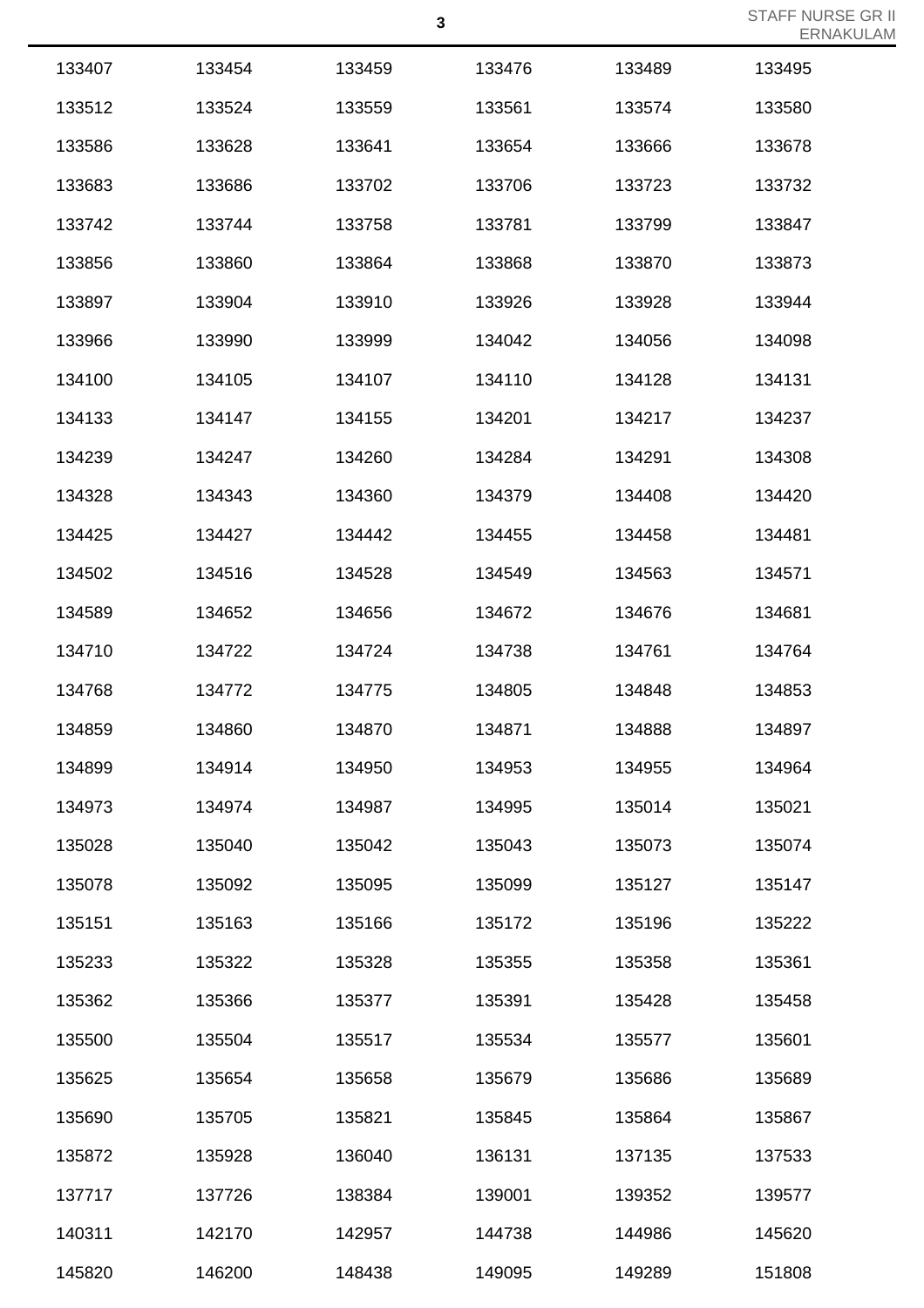| 133407 | 133454 | 133459 | 133476 | 133489 | 133495 |
|---|---|---|---|---|---|
| 133512 | 133524 | 133559 | 133561 | 133574 | 133580 |
| 133586 | 133628 | 133641 | 133654 | 133666 | 133678 |
| 133683 | 133686 | 133702 | 133706 | 133723 | 133732 |
| 133742 | 133744 | 133758 | 133781 | 133799 | 133847 |
| 133856 | 133860 | 133864 | 133868 | 133870 | 133873 |
| 133897 | 133904 | 133910 | 133926 | 133928 | 133944 |
| 133966 | 133990 | 133999 | 134042 | 134056 | 134098 |
| 134100 | 134105 | 134107 | 134110 | 134128 | 134131 |
| 134133 | 134147 | 134155 | 134201 | 134217 | 134237 |
| 134239 | 134247 | 134260 | 134284 | 134291 | 134308 |
| 134328 | 134343 | 134360 | 134379 | 134408 | 134420 |
| 134425 | 134427 | 134442 | 134455 | 134458 | 134481 |
| 134502 | 134516 | 134528 | 134549 | 134563 | 134571 |
| 134589 | 134652 | 134656 | 134672 | 134676 | 134681 |
| 134710 | 134722 | 134724 | 134738 | 134761 | 134764 |
| 134768 | 134772 | 134775 | 134805 | 134848 | 134853 |
| 134859 | 134860 | 134870 | 134871 | 134888 | 134897 |
| 134899 | 134914 | 134950 | 134953 | 134955 | 134964 |
| 134973 | 134974 | 134987 | 134995 | 135014 | 135021 |
| 135028 | 135040 | 135042 | 135043 | 135073 | 135074 |
| 135078 | 135092 | 135095 | 135099 | 135127 | 135147 |
| 135151 | 135163 | 135166 | 135172 | 135196 | 135222 |
| 135233 | 135322 | 135328 | 135355 | 135358 | 135361 |
| 135362 | 135366 | 135377 | 135391 | 135428 | 135458 |
| 135500 | 135504 | 135517 | 135534 | 135577 | 135601 |
| 135625 | 135654 | 135658 | 135679 | 135686 | 135689 |
| 135690 | 135705 | 135821 | 135845 | 135864 | 135867 |
| 135872 | 135928 | 136040 | 136131 | 137135 | 137533 |
| 137717 | 137726 | 138384 | 139001 | 139352 | 139577 |
| 140311 | 142170 | 142957 | 144738 | 144986 | 145620 |
| 145820 | 146200 | 148438 | 149095 | 149289 | 151808 |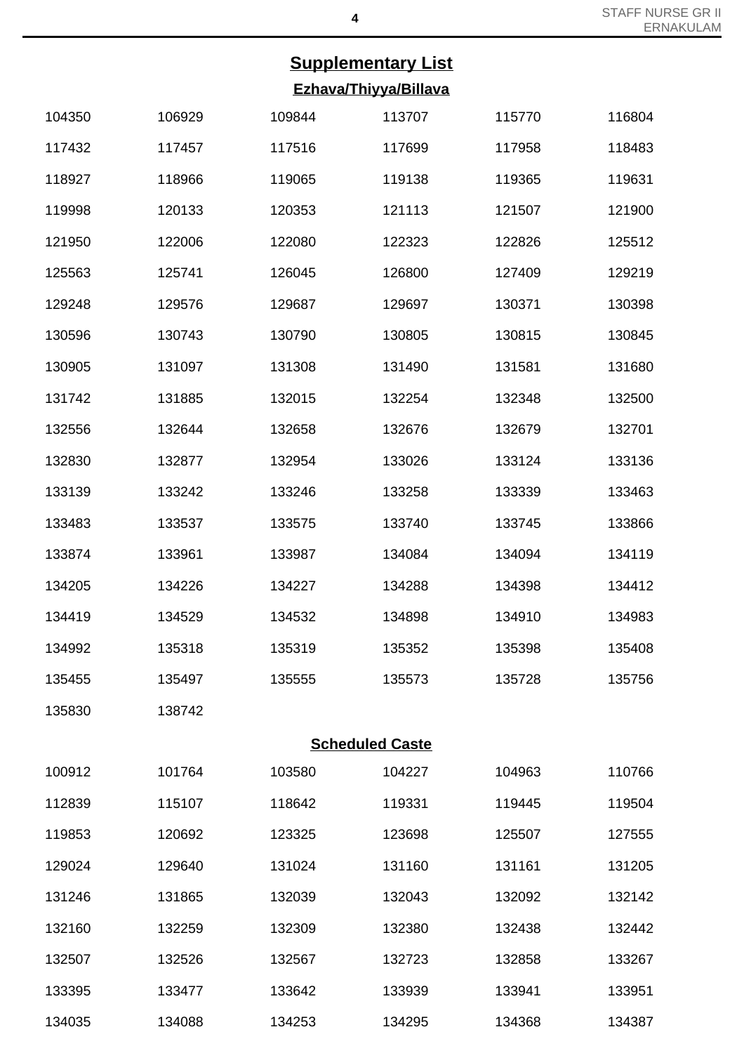## Supplementary List

### Ezhava/Thiyya/Billava

| | | | | | |
|---|---|---|---|---|---|
| 104350 | 106929 | 109844 | 113707 | 115770 | 116804 |
| 117432 | 117457 | 117516 | 117699 | 117958 | 118483 |
| 118927 | 118966 | 119065 | 119138 | 119365 | 119631 |
| 119998 | 120133 | 120353 | 121113 | 121507 | 121900 |
| 121950 | 122006 | 122080 | 122323 | 122826 | 125512 |
| 125563 | 125741 | 126045 | 126800 | 127409 | 129219 |
| 129248 | 129576 | 129687 | 129697 | 130371 | 130398 |
| 130596 | 130743 | 130790 | 130805 | 130815 | 130845 |
| 130905 | 131097 | 131308 | 131490 | 131581 | 131680 |
| 131742 | 131885 | 132015 | 132254 | 132348 | 132500 |
| 132556 | 132644 | 132658 | 132676 | 132679 | 132701 |
| 132830 | 132877 | 132954 | 133026 | 133124 | 133136 |
| 133139 | 133242 | 133246 | 133258 | 133339 | 133463 |
| 133483 | 133537 | 133575 | 133740 | 133745 | 133866 |
| 133874 | 133961 | 133987 | 134084 | 134094 | 134119 |
| 134205 | 134226 | 134227 | 134288 | 134398 | 134412 |
| 134419 | 134529 | 134532 | 134898 | 134910 | 134983 |
| 134992 | 135318 | 135319 | 135352 | 135398 | 135408 |
| 135455 | 135497 | 135555 | 135573 | 135728 | 135756 |
| 135830 | 138742 | | | | |

### Scheduled Caste

| | | | | | |
|---|---|---|---|---|---|
| 100912 | 101764 | 103580 | 104227 | 104963 | 110766 |
| 112839 | 115107 | 118642 | 119331 | 119445 | 119504 |
| 119853 | 120692 | 123325 | 123698 | 125507 | 127555 |
| 129024 | 129640 | 131024 | 131160 | 131161 | 131205 |
| 131246 | 131865 | 132039 | 132043 | 132092 | 132142 |
| 132160 | 132259 | 132309 | 132380 | 132438 | 132442 |
| 132507 | 132526 | 132567 | 132723 | 132858 | 133267 |
| 133395 | 133477 | 133642 | 133939 | 133941 | 133951 |
| 134035 | 134088 | 134253 | 134295 | 134368 | 134387 |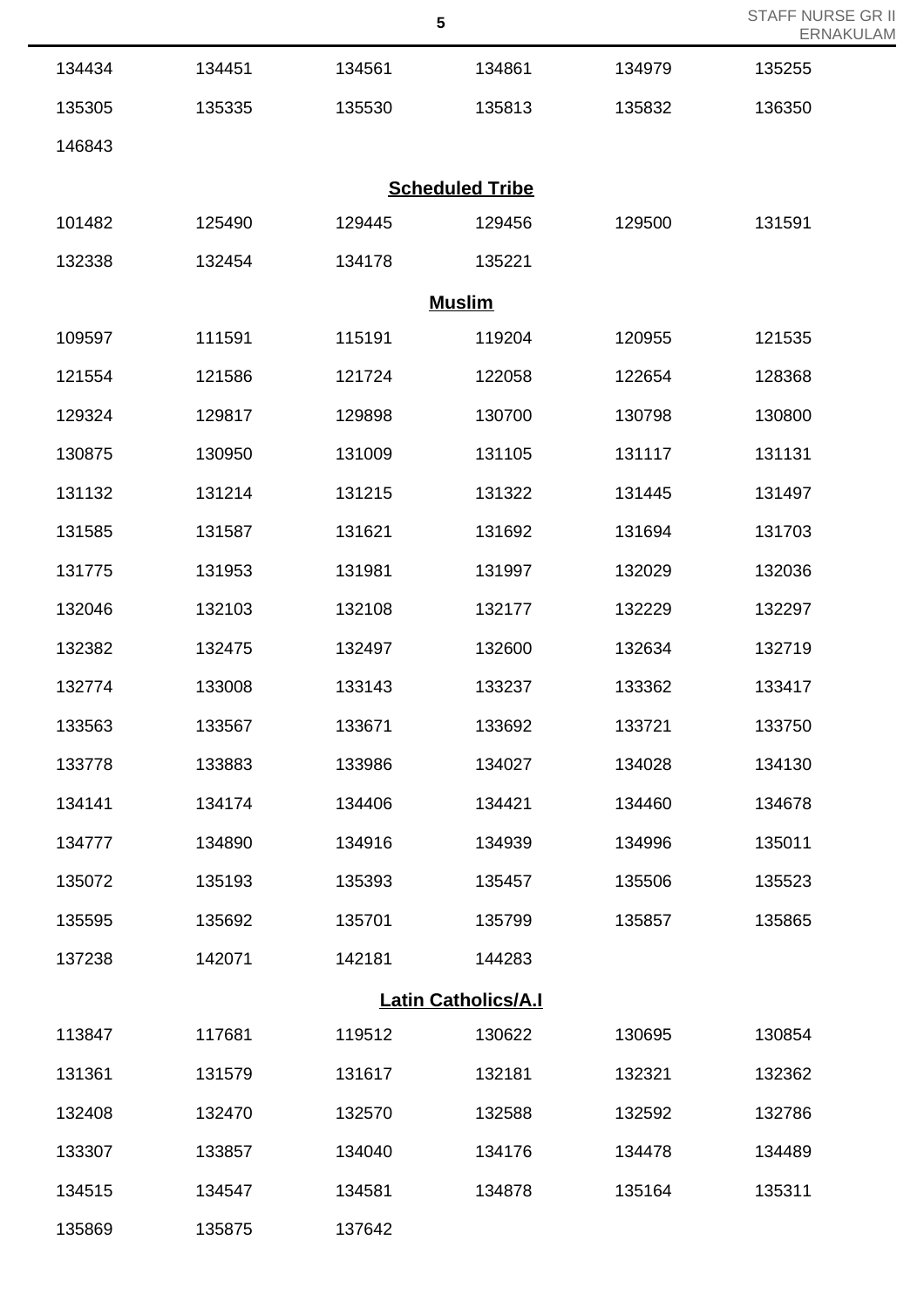| | | | | | |
|---|---|---|---|---|---|
| 134434 | 134451 | 134561 | 134861 | 134979 | 135255 |
| 135305 | 135335 | 135530 | 135813 | 135832 | 136350 |
| 146843 | | | | | |

## Scheduled Tribe

| | | | | | |
|---|---|---|---|---|---|
| 101482 | 125490 | 129445 | 129456 | 129500 | 131591 |
| 132338 | 132454 | 134178 | 135221 | | |

## Muslim

| | | | | | |
|---|---|---|---|---|---|
| 109597 | 111591 | 115191 | 119204 | 120955 | 121535 |
| 121554 | 121586 | 121724 | 122058 | 122654 | 128368 |
| 129324 | 129817 | 129898 | 130700 | 130798 | 130800 |
| 130875 | 130950 | 131009 | 131105 | 131117 | 131131 |
| 131132 | 131214 | 131215 | 131322 | 131445 | 131497 |
| 131585 | 131587 | 131621 | 131692 | 131694 | 131703 |
| 131775 | 131953 | 131981 | 131997 | 132029 | 132036 |
| 132046 | 132103 | 132108 | 132177 | 132229 | 132297 |
| 132382 | 132475 | 132497 | 132600 | 132634 | 132719 |
| 132774 | 133008 | 133143 | 133237 | 133362 | 133417 |
| 133563 | 133567 | 133671 | 133692 | 133721 | 133750 |
| 133778 | 133883 | 133986 | 134027 | 134028 | 134130 |
| 134141 | 134174 | 134406 | 134421 | 134460 | 134678 |
| 134777 | 134890 | 134916 | 134939 | 134996 | 135011 |
| 135072 | 135193 | 135393 | 135457 | 135506 | 135523 |
| 135595 | 135692 | 135701 | 135799 | 135857 | 135865 |
| 137238 | 142071 | 142181 | 144283 | | |

## Latin Catholics/A.I

| | | | | | |
|---|---|---|---|---|---|
| 113847 | 117681 | 119512 | 130622 | 130695 | 130854 |
| 131361 | 131579 | 131617 | 132181 | 132321 | 132362 |
| 132408 | 132470 | 132570 | 132588 | 132592 | 132786 |
| 133307 | 133857 | 134040 | 134176 | 134478 | 134489 |
| 134515 | 134547 | 134581 | 134878 | 135164 | 135311 |
| 135869 | 135875 | 137642 | | | |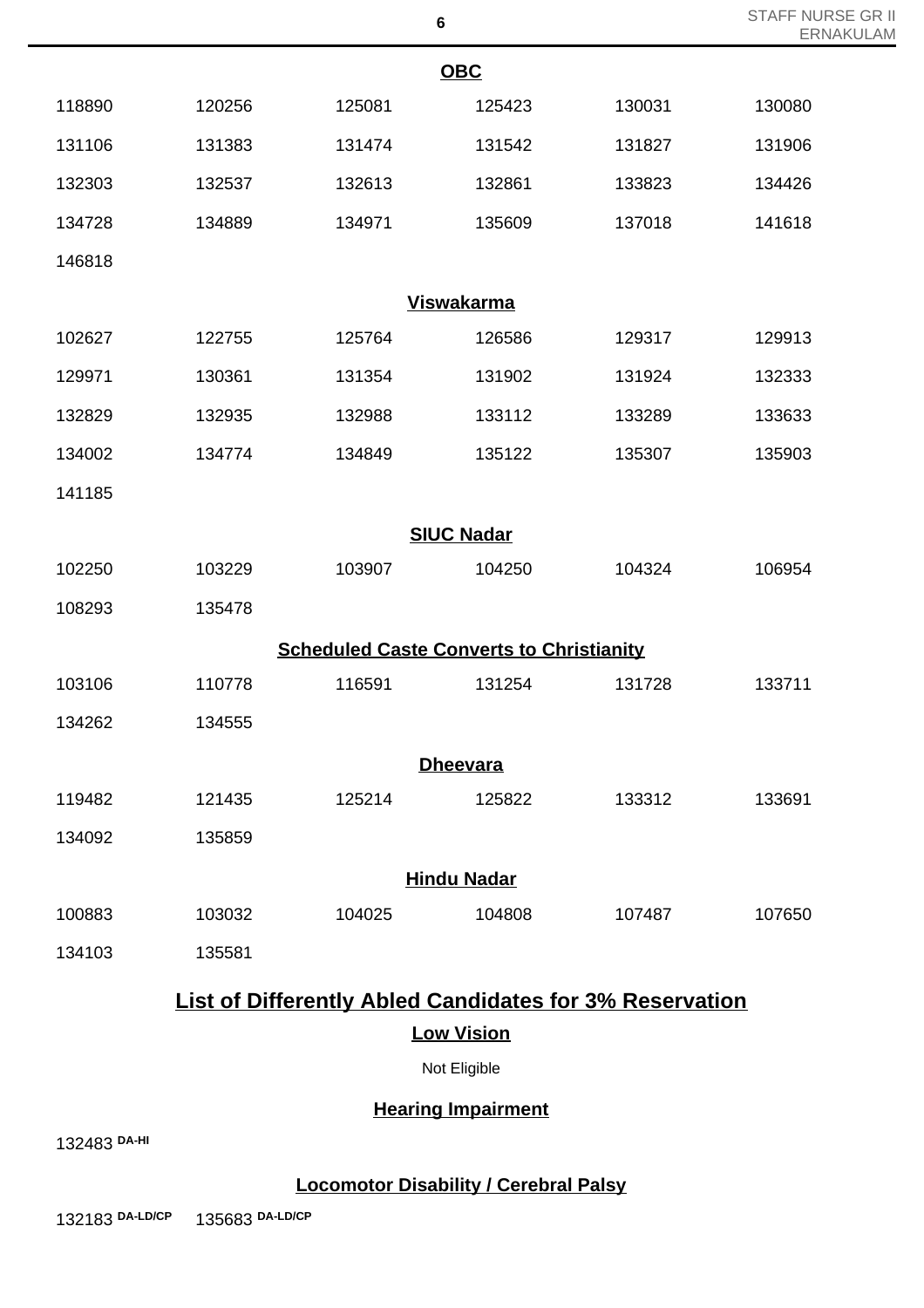### OBC

| | | | | | |
|---|---|---|---|---|---|
| 118890 | 120256 | 125081 | 125423 | 130031 | 130080 |
| 131106 | 131383 | 131474 | 131542 | 131827 | 131906 |
| 132303 | 132537 | 132613 | 132861 | 133823 | 134426 |
| 134728 | 134889 | 134971 | 135609 | 137018 | 141618 |
| 146818 | | | | | |

### Viswakarma

| | | | | | |
|---|---|---|---|---|---|
| 102627 | 122755 | 125764 | 126586 | 129317 | 129913 |
| 129971 | 130361 | 131354 | 131902 | 131924 | 132333 |
| 132829 | 132935 | 132988 | 133112 | 133289 | 133633 |
| 134002 | 134774 | 134849 | 135122 | 135307 | 135903 |
| 141185 | | | | | |

### SIUC Nadar

| | | | | | |
|---|---|---|---|---|---|
| 102250 | 103229 | 103907 | 104250 | 104324 | 106954 |
| 108293 | 135478 | | | | |

### Scheduled Caste Converts to Christianity

| | | | | | |
|---|---|---|---|---|---|
| 103106 | 110778 | 116591 | 131254 | 131728 | 133711 |
| 134262 | 134555 | | | | |

### Dheevara

| | | | | | |
|---|---|---|---|---|---|
| 119482 | 121435 | 125214 | 125822 | 133312 | 133691 |
| 134092 | 135859 | | | | |

### Hindu Nadar

| | | | | | |
|---|---|---|---|---|---|
| 100883 | 103032 | 104025 | 104808 | 107487 | 107650 |
| 134103 | 135581 | | | | |

## List of Differently Abled Candidates for 3% Reservation

### Low Vision

Not Eligible

### Hearing Impairment

132483 DA-HI

### Locomotor Disability / Cerebral Palsy

132183 DA-LD/CP    135683 DA-LD/CP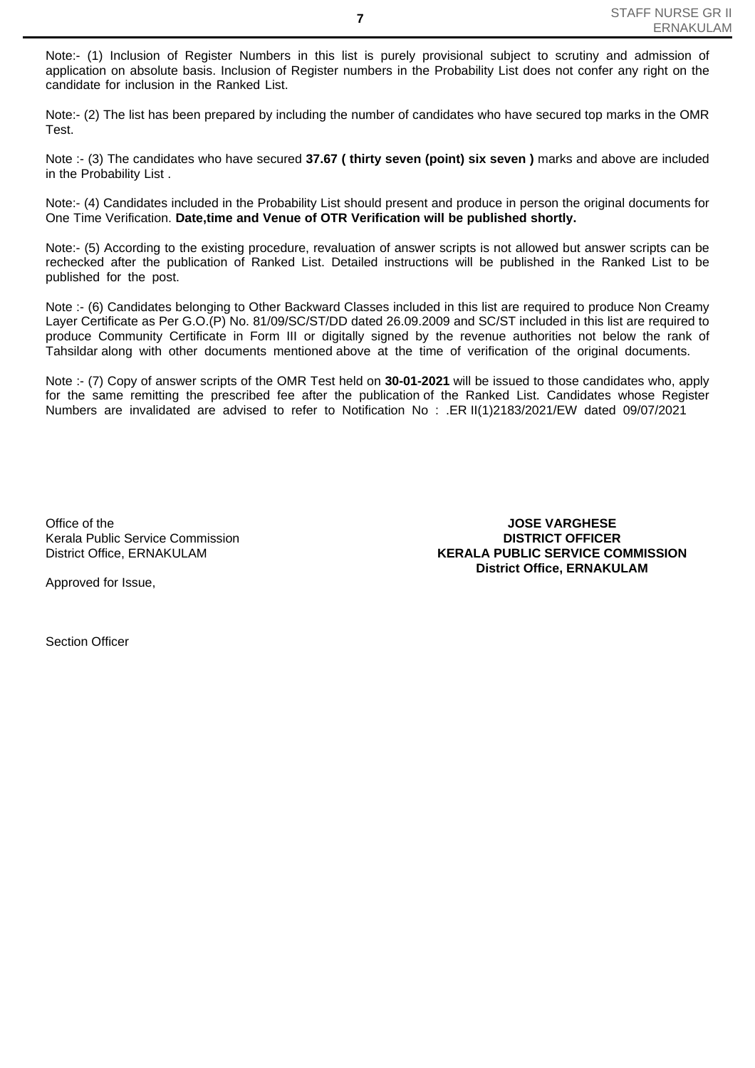Note:- (1) Inclusion of Register Numbers in this list is purely provisional subject to scrutiny and admission of application on absolute basis. Inclusion of Register numbers in the Probability List does not confer any right on the candidate for inclusion in the Ranked List.

Note:- (2) The list has been prepared by including the number of candidates who have secured top marks in the OMR Test.

Note :- (3) The candidates who have secured **37.67 ( thirty seven (point) six seven )** marks and above are included in the Probability List .

Note:- (4) Candidates included in the Probability List should present and produce in person the original documents for One Time Verification. **Date,time and Venue of OTR Verification will be published shortly.**

Note:- (5) According to the existing procedure, revaluation of answer scripts is not allowed but answer scripts can be rechecked after the publication of Ranked List. Detailed instructions will be published in the Ranked List to be published for the post.

Note :- (6) Candidates belonging to Other Backward Classes included in this list are required to produce Non Creamy Layer Certificate as Per G.O.(P) No. 81/09/SC/ST/DD dated 26.09.2009 and SC/ST included in this list are required to produce Community Certificate in Form III or digitally signed by the revenue authorities not below the rank of Tahsildar along with other documents mentioned above at the time of verification of the original documents.

Note :- (7) Copy of answer scripts of the OMR Test held on **30-01-2021** will be issued to those candidates who, apply for the same remitting the prescribed fee after the publication of the Ranked List. Candidates whose Register Numbers are invalidated are advised to refer to Notification No : .ER II(1)2183/2021/EW dated 09/07/2021

Office of the
Kerala Public Service Commission
District Office, ERNAKULAM

**JOSE VARGHESE**
**DISTRICT OFFICER**
**KERALA PUBLIC SERVICE COMMISSION**
**District Office, ERNAKULAM**

Approved for Issue,

Section Officer